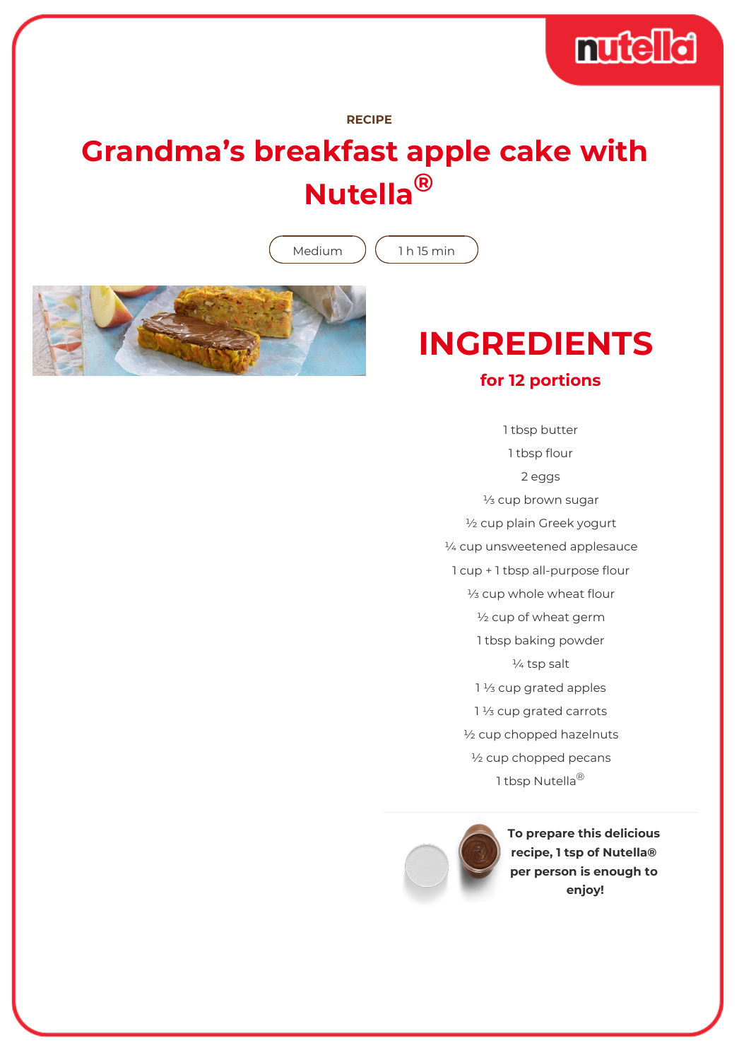RECIPE

# Grandma's breakfast apple cake with Nutella®

Medium

1 h 15 min

## INGREDIENTS

### for 12 portions

1 tbsp butter

1 tbsp flour

2 eggs

⅓ cup brown sugar

½ cup plain Greek yogurt

¼ cup unsweetened applesauce

1 cup + 1 tbsp all-purpose flour

⅓ cup whole wheat flour

½ cup of wheat germ

1 tbsp baking powder

¼ tsp salt

1 ⅓ cup grated apples

1 ⅓ cup grated carrots

½ cup chopped hazelnuts

½ cup chopped pecans

1 tbsp Nutella®

**To prepare this delicious recipe, 1 tsp of Nutella® per person is enough to enjoy!**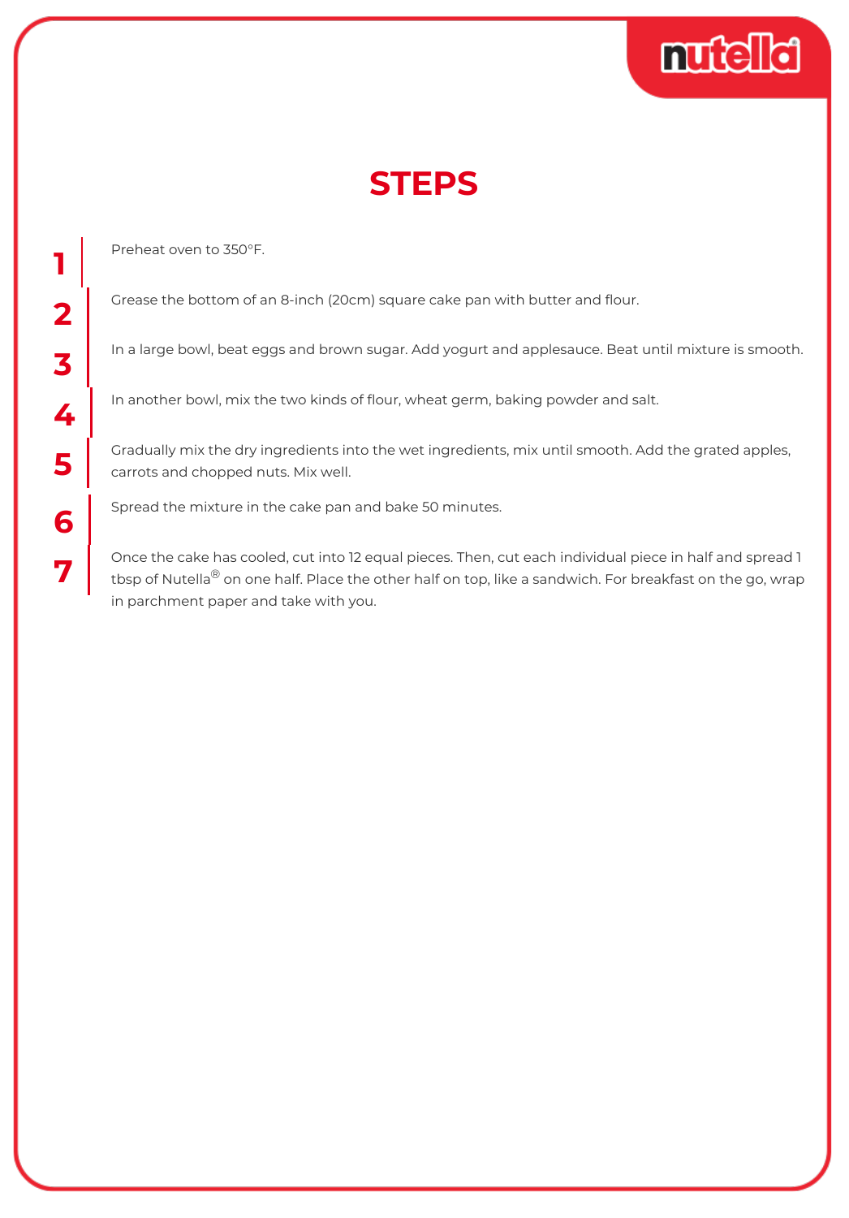# STEPS

1. Preheat oven to 350°F.
2. Grease the bottom of an 8-inch (20cm) square cake pan with butter and flour.
3. In a large bowl, beat eggs and brown sugar. Add yogurt and applesauce. Beat until mixture is smooth.
4. In another bowl, mix the two kinds of flour, wheat germ, baking powder and salt.
5. Gradually mix the dry ingredients into the wet ingredients, mix until smooth. Add the grated apples, carrots and chopped nuts. Mix well.
6. Spread the mixture in the cake pan and bake 50 minutes.
7. Once the cake has cooled, cut into 12 equal pieces. Then, cut each individual piece in half and spread 1 tbsp of Nutella® on one half. Place the other half on top, like a sandwich. For breakfast on the go, wrap in parchment paper and take with you.